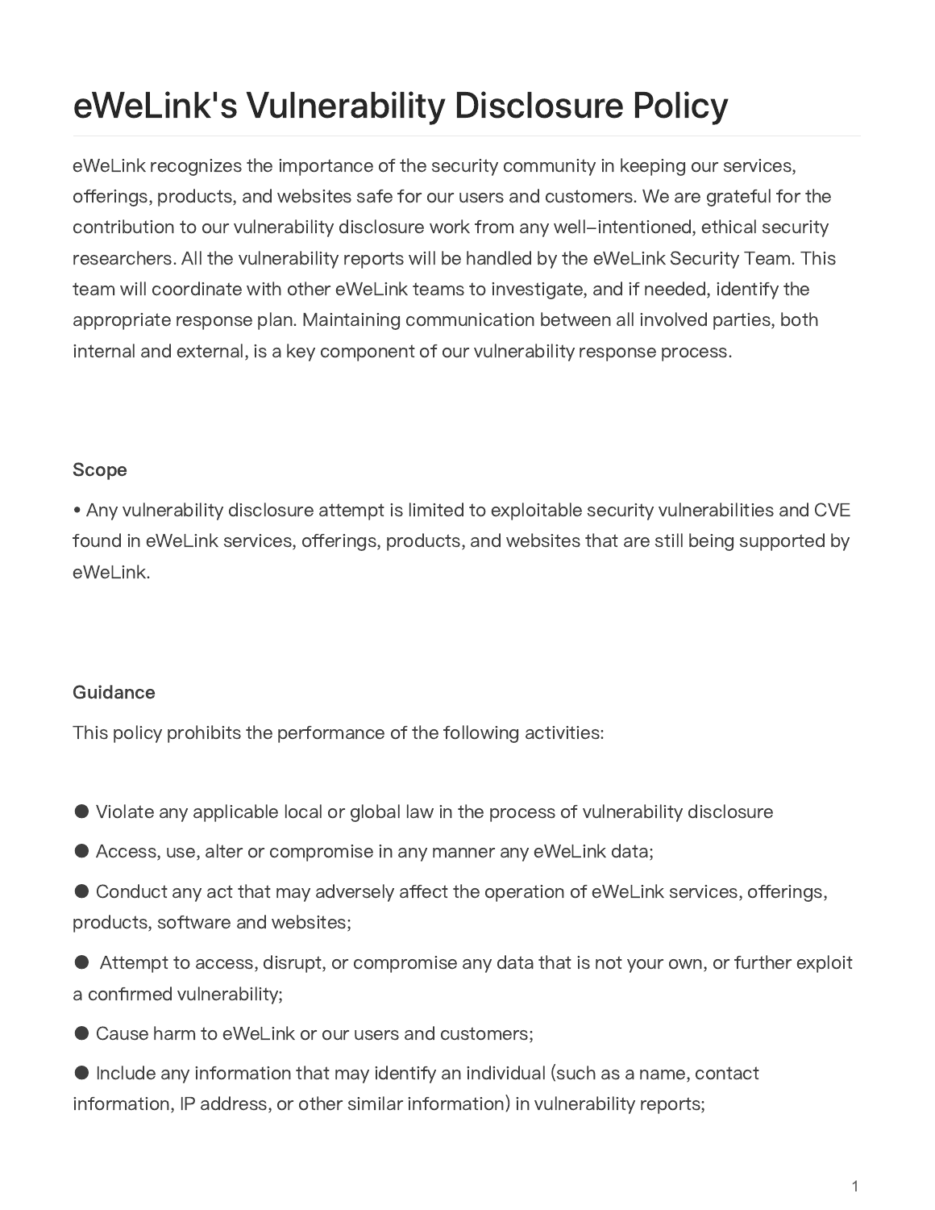# eWeLink's Vulnerability Disclosure Policy

eWeLink recognizes the importance of the security community in keeping our services, offerings, products, and websites safe for our users and customers. We are grateful for the contribution to our vulnerability disclosure work from any well-intentioned, ethical security researchers. All the vulnerability reports will be handled by the eWeLink Security Team. This team will coordinate with other eWeLink teams to investigate, and if needed, identify the appropriate response plan. Maintaining communication between all involved parties, both internal and external, is a key component of our vulnerability response process.

### Scope

• Any vulnerability disclosure attempt is limited to exploitable security vulnerabilities and CVE found in eWeLink services, offerings, products, and websites that are still being supported by eWeLink.

### Guidance

This policy prohibits the performance of the following activities:

- Violate any applicable local or global law in the process of vulnerability disclosure
- Access, use, alter or compromise in any manner any eWeLink data;
- Conduct any act that may adversely affect the operation of eWeLink services, offerings, products, software and websites;
- Attempt to access, disrupt, or compromise any data that is not your own, or further exploit a confirmed vulnerability;
- Cause harm to eWeLink or our users and customers;
- Include any information that may identify an individual (such as a name, contact information, IP address, or other similar information) in vulnerability reports;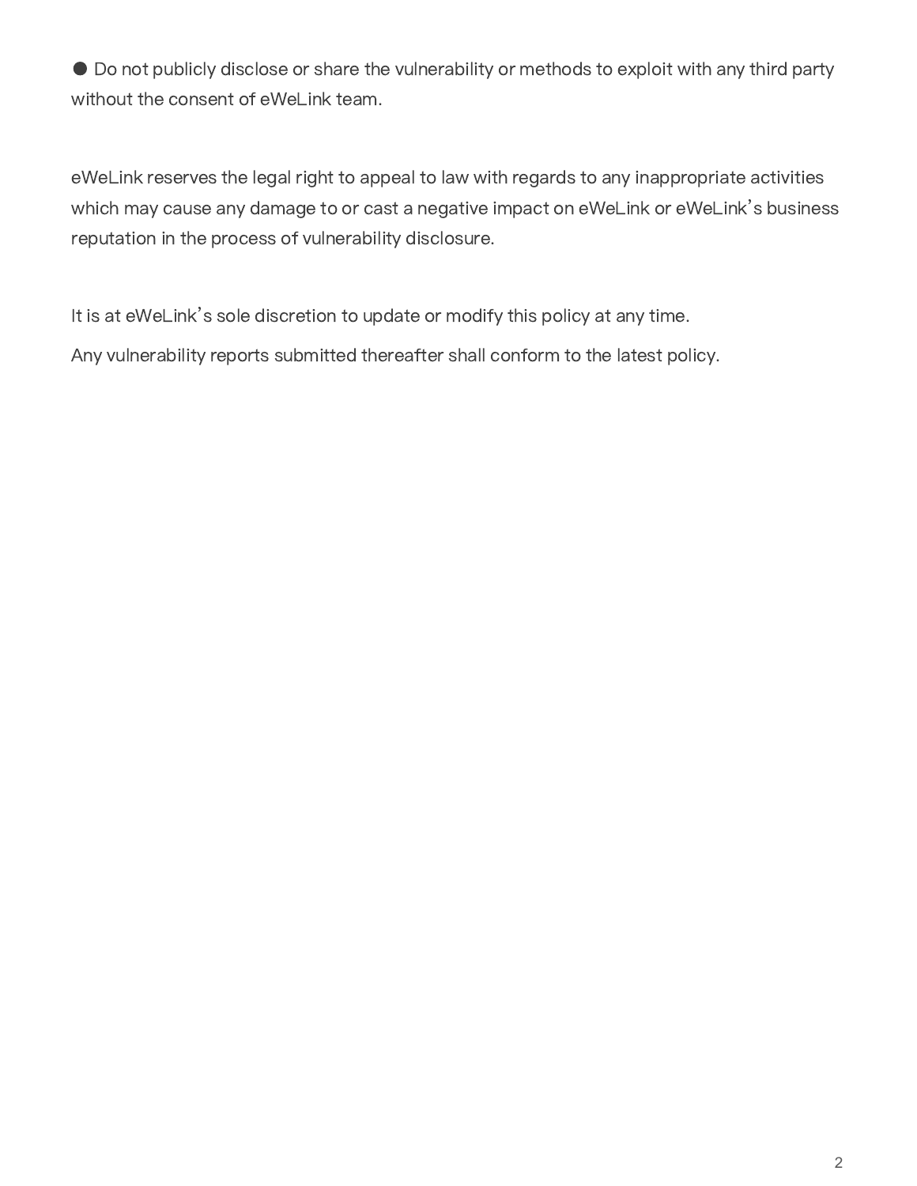- Do not publicly disclose or share the vulnerability or methods to exploit with any third party without the consent of eWeLink team.

eWeLink reserves the legal right to appeal to law with regards to any inappropriate activities which may cause any damage to or cast a negative impact on eWeLink or eWeLink's business reputation in the process of vulnerability disclosure.

It is at eWeLink's sole discretion to update or modify this policy at any time.

Any vulnerability reports submitted thereafter shall conform to the latest policy.